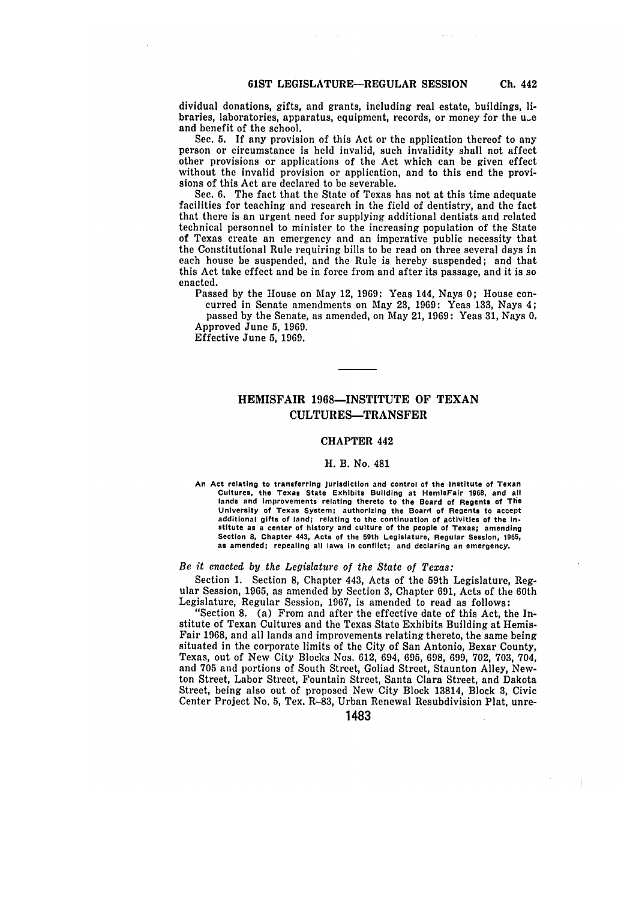dividual donations, gifts, and grants, including real estate, buildings, libraries, laboratories, apparatus, equipment, records, or money for the use and benefit of the school.

Sec. 5. If any provision of this Act or the application thereof to any person or circumstance is held invalid, such invalidity shall not affect other provisions or applications of the Act which can be given effect without the invalid provision or application, and to this end the provisions of this Act are declared to be severable.

Sec. 6. The fact that the State of Texas has not at this time adequate facilities for teaching and research in the field of dentistry, and the fact that there is an urgent need for supplying additional dentists and related technical personnel to minister to the increasing population of the State of Texas create an emergency and an imperative public necessity that the Constitutional Rule requiring bills to be read on three several days in each house be suspended, and the Rule is hereby suspended; and that this Act take effect and be in force from and after its passage, and it is so enacted.

Passed by the House on May 12, 1969: Yeas 144, Nays 0; House concurred in Senate amendments on May 23, 1969: Yeas 133, Nays 4; passed by the Senate, as amended, on May 21, 1969: Yeas 31, Nays 0.

Approved June 5, 1969.

Effective June 5, 1969.

---

## HEMISFAIR 1968—INSTITUTE OF TEXAN CULTURES—TRANSFER

### CHAPTER 442

#### H. B. No. 481

An Act relating to transferring jurisdiction and control of the Institute of Texan Cultures, the Texas State Exhibits Building at HemisFair 1968, and all lands and improvements relating thereto to the Board of Regents of The University of Texas System; authorizing the Board of Regents to accept additional gifts of land; relating to the continuation of activities of the Institute as a center of history and culture of the people of Texas; amending Section 8, Chapter 443, Acts of the 59th Legislature, Regular Session, 1965, as amended; repealing all laws in conflict; and declaring an emergency.

*Be it enacted by the Legislature of the State of Texas:*

Section 1. Section 8, Chapter 443, Acts of the 59th Legislature, Regular Session, 1965, as amended by Section 3, Chapter 691, Acts of the 60th Legislature, Regular Session, 1967, is amended to read as follows:

"Section 8. (a) From and after the effective date of this Act, the Institute of Texan Cultures and the Texas State Exhibits Building at HemisFair 1968, and all lands and improvements relating thereto, the same being situated in the corporate limits of the City of San Antonio, Bexar County, Texas, out of New City Blocks Nos. 612, 694, 695, 698, 699, 702, 703, 704, and 705 and portions of South Street, Goliad Street, Staunton Alley, Newton Street, Labor Street, Fountain Street, Santa Clara Street, and Dakota Street, being also out of proposed New City Block 13814, Block 3, Civic Center Project No. 5, Tex. R-83, Urban Renewal Resubdivision Plat, unre-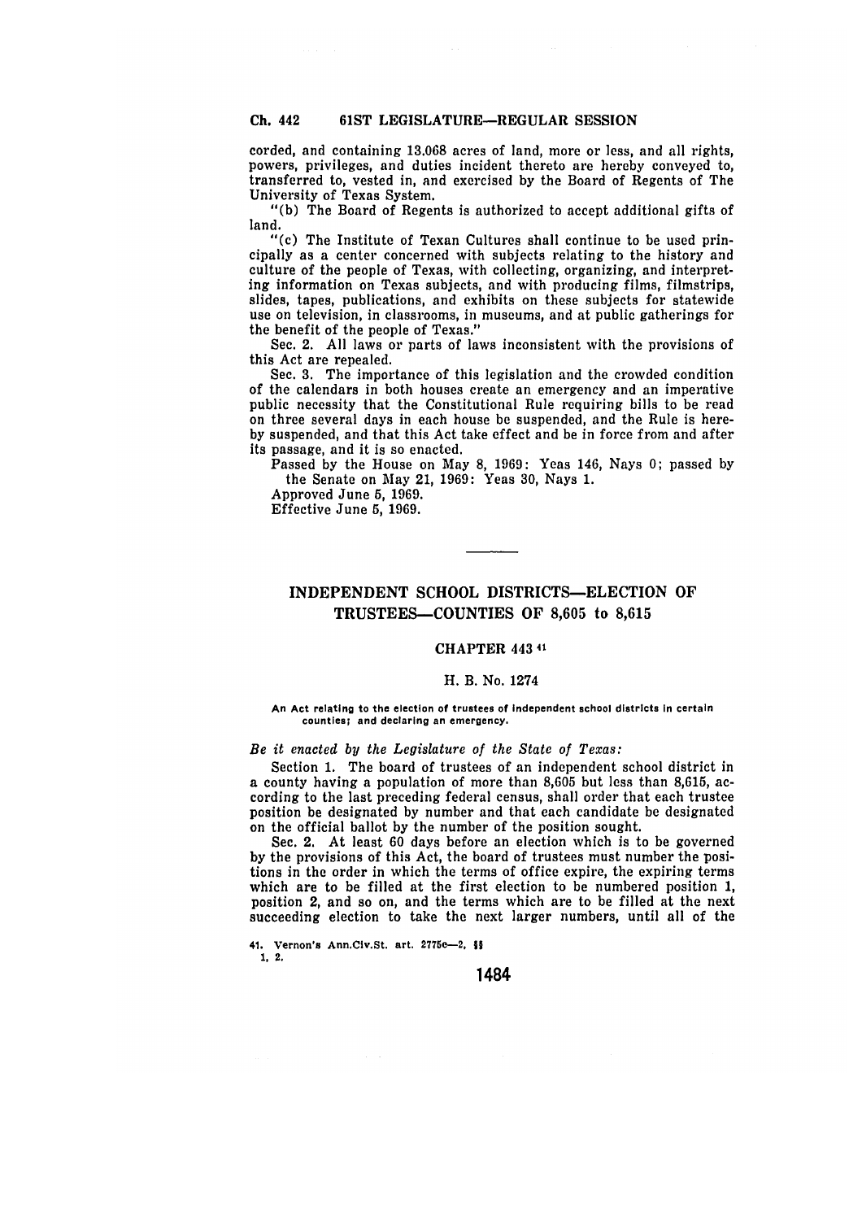corded, and containing 13.068 acres of land, more or less, and all rights, powers, privileges, and duties incident thereto are hereby conveyed to, transferred to, vested in, and exercised by the Board of Regents of The University of Texas System.

"(b) The Board of Regents is authorized to accept additional gifts of land.

"(c) The Institute of Texan Cultures shall continue to be used principally as a center concerned with subjects relating to the history and culture of the people of Texas, with collecting, organizing, and interpreting information on Texas subjects, and with producing films, filmstrips, slides, tapes, publications, and exhibits on these subjects for statewide use on television, in classrooms, in museums, and at public gatherings for the benefit of the people of Texas."

Sec. 2. All laws or parts of laws inconsistent with the provisions of this Act are repealed.

Sec. 3. The importance of this legislation and the crowded condition of the calendars in both houses create an emergency and an imperative public necessity that the Constitutional Rule requiring bills to be read on three several days in each house be suspended, and the Rule is hereby suspended, and that this Act take effect and be in force from and after its passage, and it is so enacted.

Passed by the House on May 8, 1969: Yeas 146, Nays 0; passed by the Senate on May 21, 1969: Yeas 30, Nays 1.

Approved June 5, 1969.

Effective June 5, 1969.

## INDEPENDENT SCHOOL DISTRICTS—ELECTION OF TRUSTEES—COUNTIES OF 8,605 to 8,615

### CHAPTER 443 [41]

H. B. No. 1274

**An Act relating to the election of trustees of independent school districts in certain counties; and declaring an emergency.**

*Be it enacted by the Legislature of the State of Texas:*

Section 1. The board of trustees of an independent school district in a county having a population of more than 8,605 but less than 8,615, according to the last preceding federal census, shall order that each trustee position be designated by number and that each candidate be designated on the official ballot by the number of the position sought.

Sec. 2. At least 60 days before an election which is to be governed by the provisions of this Act, the board of trustees must number the positions in the order in which the terms of office expire, the expiring terms which are to be filled at the first election to be numbered position 1, position 2, and so on, and the terms which are to be filled at the next succeeding election to take the next larger numbers, until all of the

41. Vernon's Ann.Civ.St. art. 2775e—2, §§ 1, 2.